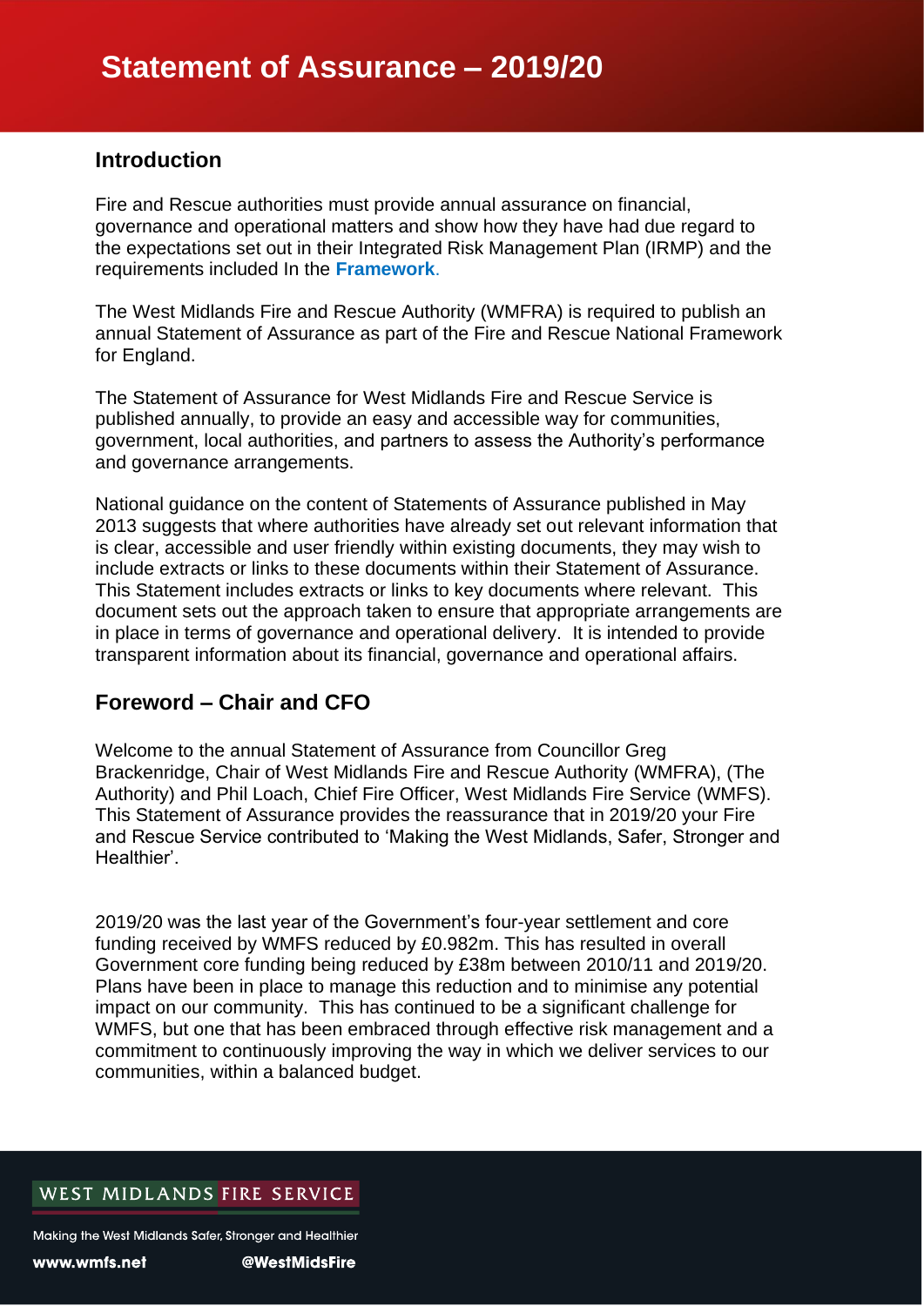# Statement of Assurance – 2019/20

## Introduction

Fire and Rescue authorities must provide annual assurance on financial, governance and operational matters and show how they have had due regard to the expectations set out in their Integrated Risk Management Plan (IRMP) and the requirements included In the **Framework**.

The West Midlands Fire and Rescue Authority (WMFRA) is required to publish an annual Statement of Assurance as part of the Fire and Rescue National Framework for England.

The Statement of Assurance for West Midlands Fire and Rescue Service is published annually, to provide an easy and accessible way for communities, government, local authorities, and partners to assess the Authority's performance and governance arrangements.

National guidance on the content of Statements of Assurance published in May 2013 suggests that where authorities have already set out relevant information that is clear, accessible and user friendly within existing documents, they may wish to include extracts or links to these documents within their Statement of Assurance. This Statement includes extracts or links to key documents where relevant. This document sets out the approach taken to ensure that appropriate arrangements are in place in terms of governance and operational delivery. It is intended to provide transparent information about its financial, governance and operational affairs.

## Foreword – Chair and CFO

Welcome to the annual Statement of Assurance from Councillor Greg Brackenridge, Chair of West Midlands Fire and Rescue Authority (WMFRA), (The Authority) and Phil Loach, Chief Fire Officer, West Midlands Fire Service (WMFS). This Statement of Assurance provides the reassurance that in 2019/20 your Fire and Rescue Service contributed to 'Making the West Midlands, Safer, Stronger and Healthier'.

2019/20 was the last year of the Government's four-year settlement and core funding received by WMFS reduced by £0.982m. This has resulted in overall Government core funding being reduced by £38m between 2010/11 and 2019/20. Plans have been in place to manage this reduction and to minimise any potential impact on our community. This has continued to be a significant challenge for WMFS, but one that has been embraced through effective risk management and a commitment to continuously improving the way in which we deliver services to our communities, within a balanced budget.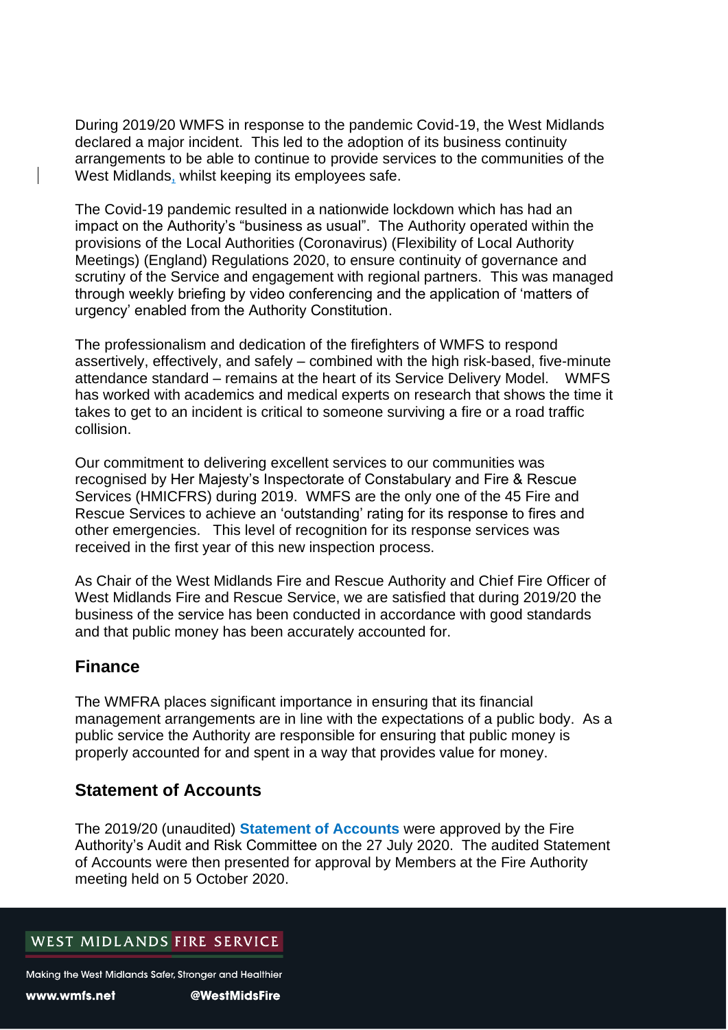During 2019/20 WMFS in response to the pandemic Covid-19, the West Midlands declared a major incident. This led to the adoption of its business continuity arrangements to be able to continue to provide services to the communities of the West Midlands, whilst keeping its employees safe.

The Covid-19 pandemic resulted in a nationwide lockdown which has had an impact on the Authority's "business as usual". The Authority operated within the provisions of the Local Authorities (Coronavirus) (Flexibility of Local Authority Meetings) (England) Regulations 2020, to ensure continuity of governance and scrutiny of the Service and engagement with regional partners. This was managed through weekly briefing by video conferencing and the application of 'matters of urgency' enabled from the Authority Constitution.

The professionalism and dedication of the firefighters of WMFS to respond assertively, effectively, and safely – combined with the high risk-based, five-minute attendance standard – remains at the heart of its Service Delivery Model. WMFS has worked with academics and medical experts on research that shows the time it takes to get to an incident is critical to someone surviving a fire or a road traffic collision.

Our commitment to delivering excellent services to our communities was recognised by Her Majesty's Inspectorate of Constabulary and Fire & Rescue Services (HMICFRS) during 2019. WMFS are the only one of the 45 Fire and Rescue Services to achieve an 'outstanding' rating for its response to fires and other emergencies. This level of recognition for its response services was received in the first year of this new inspection process.

As Chair of the West Midlands Fire and Rescue Authority and Chief Fire Officer of West Midlands Fire and Rescue Service, we are satisfied that during 2019/20 the business of the service has been conducted in accordance with good standards and that public money has been accurately accounted for.

## Finance

The WMFRA places significant importance in ensuring that its financial management arrangements are in line with the expectations of a public body. As a public service the Authority are responsible for ensuring that public money is properly accounted for and spent in a way that provides value for money.

## Statement of Accounts

The 2019/20 (unaudited) **Statement of Accounts** were approved by the Fire Authority's Audit and Risk Committee on the 27 July 2020. The audited Statement of Accounts were then presented for approval by Members at the Fire Authority meeting held on 5 October 2020.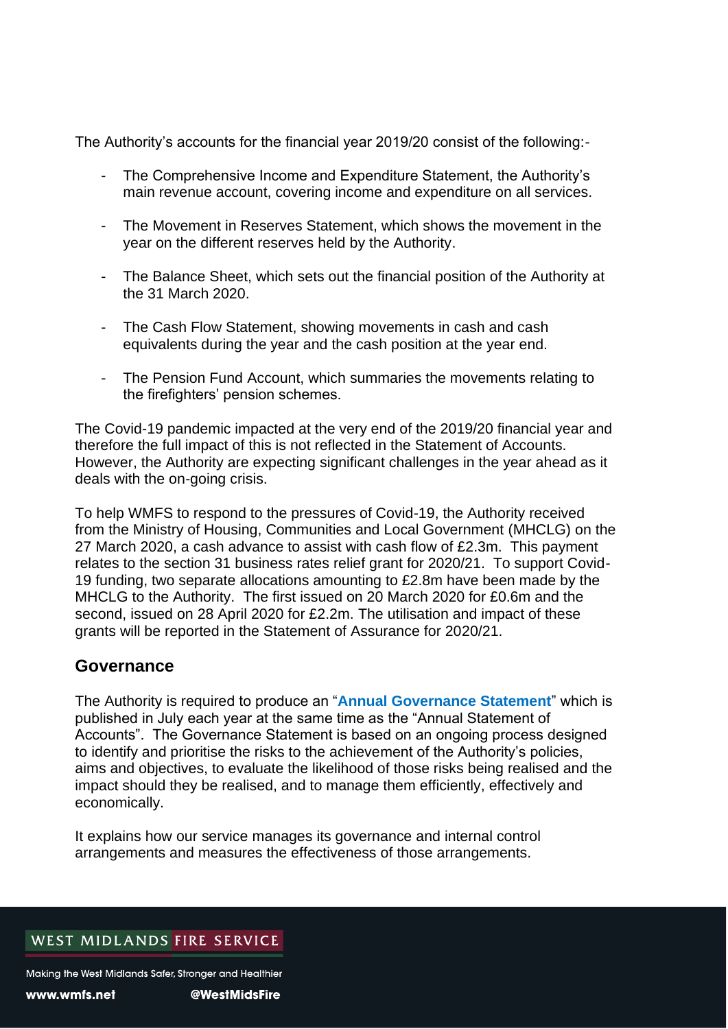The Authority's accounts for the financial year 2019/20 consist of the following:-

- The Comprehensive Income and Expenditure Statement, the Authority's main revenue account, covering income and expenditure on all services.
- The Movement in Reserves Statement, which shows the movement in the year on the different reserves held by the Authority.
- The Balance Sheet, which sets out the financial position of the Authority at the 31 March 2020.
- The Cash Flow Statement, showing movements in cash and cash equivalents during the year and the cash position at the year end.
- The Pension Fund Account, which summaries the movements relating to the firefighters' pension schemes.

The Covid-19 pandemic impacted at the very end of the 2019/20 financial year and therefore the full impact of this is not reflected in the Statement of Accounts. However, the Authority are expecting significant challenges in the year ahead as it deals with the on-going crisis.

To help WMFS to respond to the pressures of Covid-19, the Authority received from the Ministry of Housing, Communities and Local Government (MHCLG) on the 27 March 2020, a cash advance to assist with cash flow of £2.3m. This payment relates to the section 31 business rates relief grant for 2020/21. To support Covid-19 funding, two separate allocations amounting to £2.8m have been made by the MHCLG to the Authority. The first issued on 20 March 2020 for £0.6m and the second, issued on 28 April 2020 for £2.2m. The utilisation and impact of these grants will be reported in the Statement of Assurance for 2020/21.

## Governance

The Authority is required to produce an "**Annual Governance Statement**" which is published in July each year at the same time as the "Annual Statement of Accounts". The Governance Statement is based on an ongoing process designed to identify and prioritise the risks to the achievement of the Authority's policies, aims and objectives, to evaluate the likelihood of those risks being realised and the impact should they be realised, and to manage them efficiently, effectively and economically.

It explains how our service manages its governance and internal control arrangements and measures the effectiveness of those arrangements.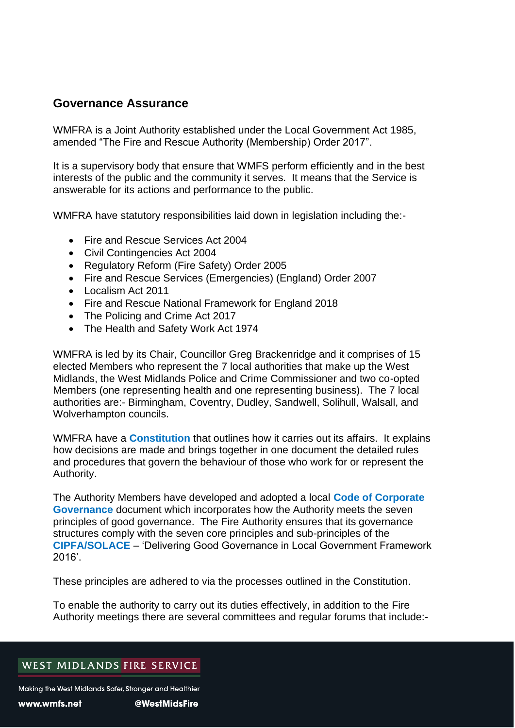## Governance Assurance

WMFRA is a Joint Authority established under the Local Government Act 1985, amended "The Fire and Rescue Authority (Membership) Order 2017".

It is a supervisory body that ensure that WMFS perform efficiently and in the best interests of the public and the community it serves. It means that the Service is answerable for its actions and performance to the public.

WMFRA have statutory responsibilities laid down in legislation including the:-

- Fire and Rescue Services Act 2004
- Civil Contingencies Act 2004
- Regulatory Reform (Fire Safety) Order 2005
- Fire and Rescue Services (Emergencies) (England) Order 2007
- Localism Act 2011
- Fire and Rescue National Framework for England 2018
- The Policing and Crime Act 2017
- The Health and Safety Work Act 1974

WMFRA is led by its Chair, Councillor Greg Brackenridge and it comprises of 15 elected Members who represent the 7 local authorities that make up the West Midlands, the West Midlands Police and Crime Commissioner and two co-opted Members (one representing health and one representing business). The 7 local authorities are:- Birmingham, Coventry, Dudley, Sandwell, Solihull, Walsall, and Wolverhampton councils.

WMFRA have a **Constitution** that outlines how it carries out its affairs. It explains how decisions are made and brings together in one document the detailed rules and procedures that govern the behaviour of those who work for or represent the Authority.

The Authority Members have developed and adopted a local **Code of Corporate Governance** document which incorporates how the Authority meets the seven principles of good governance. The Fire Authority ensures that its governance structures comply with the seven core principles and sub-principles of the **CIPFA/SOLACE** – 'Delivering Good Governance in Local Government Framework 2016'.

These principles are adhered to via the processes outlined in the Constitution.

To enable the authority to carry out its duties effectively, in addition to the Fire Authority meetings there are several committees and regular forums that include:-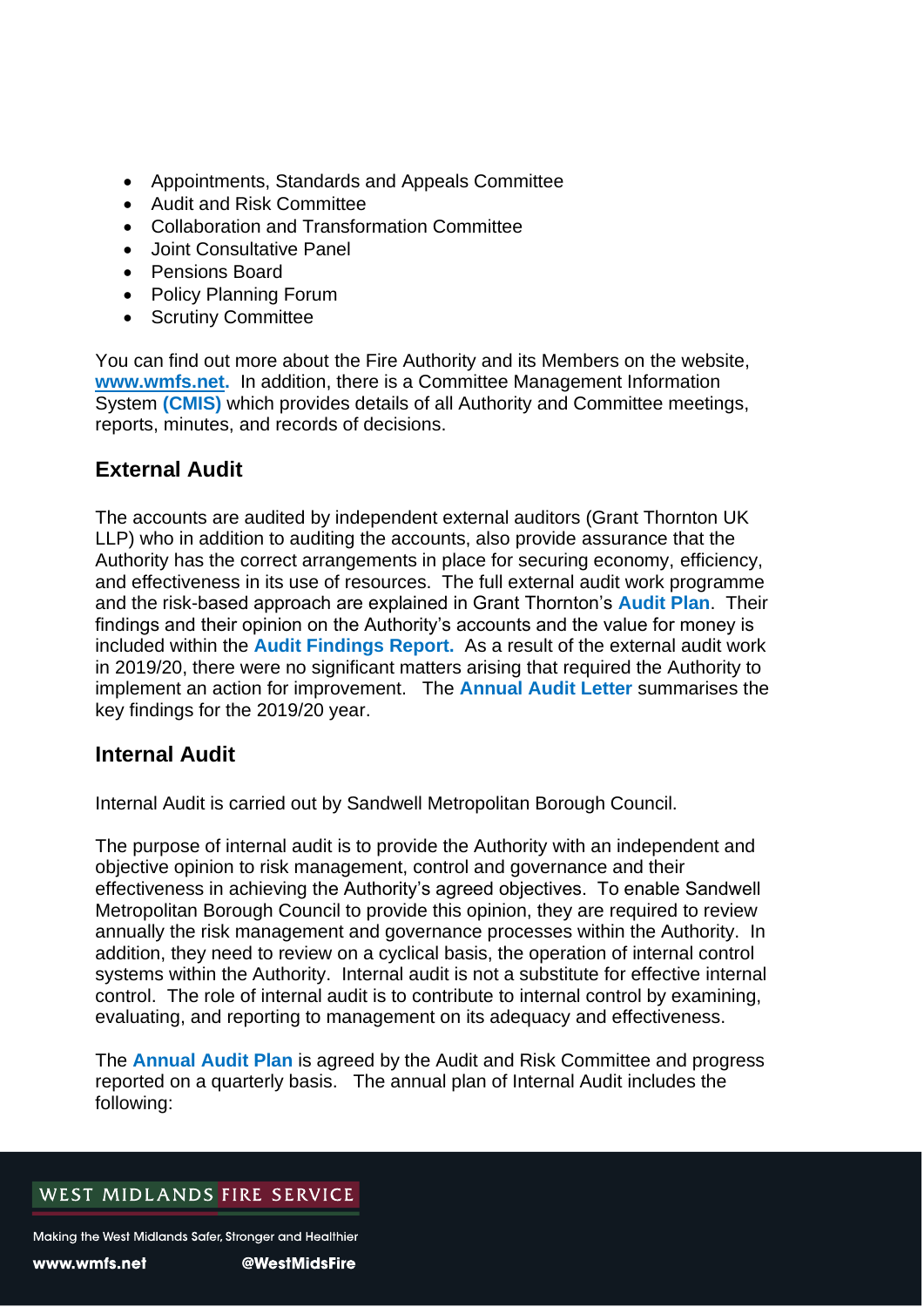- Appointments, Standards and Appeals Committee
- Audit and Risk Committee
- Collaboration and Transformation Committee
- Joint Consultative Panel
- Pensions Board
- Policy Planning Forum
- Scrutiny Committee

You can find out more about the Fire Authority and its Members on the website, **www.wmfs.net.** In addition, there is a Committee Management Information System **(CMIS)** which provides details of all Authority and Committee meetings, reports, minutes, and records of decisions.

## External Audit

The accounts are audited by independent external auditors (Grant Thornton UK LLP) who in addition to auditing the accounts, also provide assurance that the Authority has the correct arrangements in place for securing economy, efficiency, and effectiveness in its use of resources. The full external audit work programme and the risk-based approach are explained in Grant Thornton's **Audit Plan**. Their findings and their opinion on the Authority's accounts and the value for money is included within the **Audit Findings Report.** As a result of the external audit work in 2019/20, there were no significant matters arising that required the Authority to implement an action for improvement. The **Annual Audit Letter** summarises the key findings for the 2019/20 year.

## Internal Audit

Internal Audit is carried out by Sandwell Metropolitan Borough Council.

The purpose of internal audit is to provide the Authority with an independent and objective opinion to risk management, control and governance and their effectiveness in achieving the Authority's agreed objectives. To enable Sandwell Metropolitan Borough Council to provide this opinion, they are required to review annually the risk management and governance processes within the Authority. In addition, they need to review on a cyclical basis, the operation of internal control systems within the Authority. Internal audit is not a substitute for effective internal control. The role of internal audit is to contribute to internal control by examining, evaluating, and reporting to management on its adequacy and effectiveness.

The **Annual Audit Plan** is agreed by the Audit and Risk Committee and progress reported on a quarterly basis. The annual plan of Internal Audit includes the following: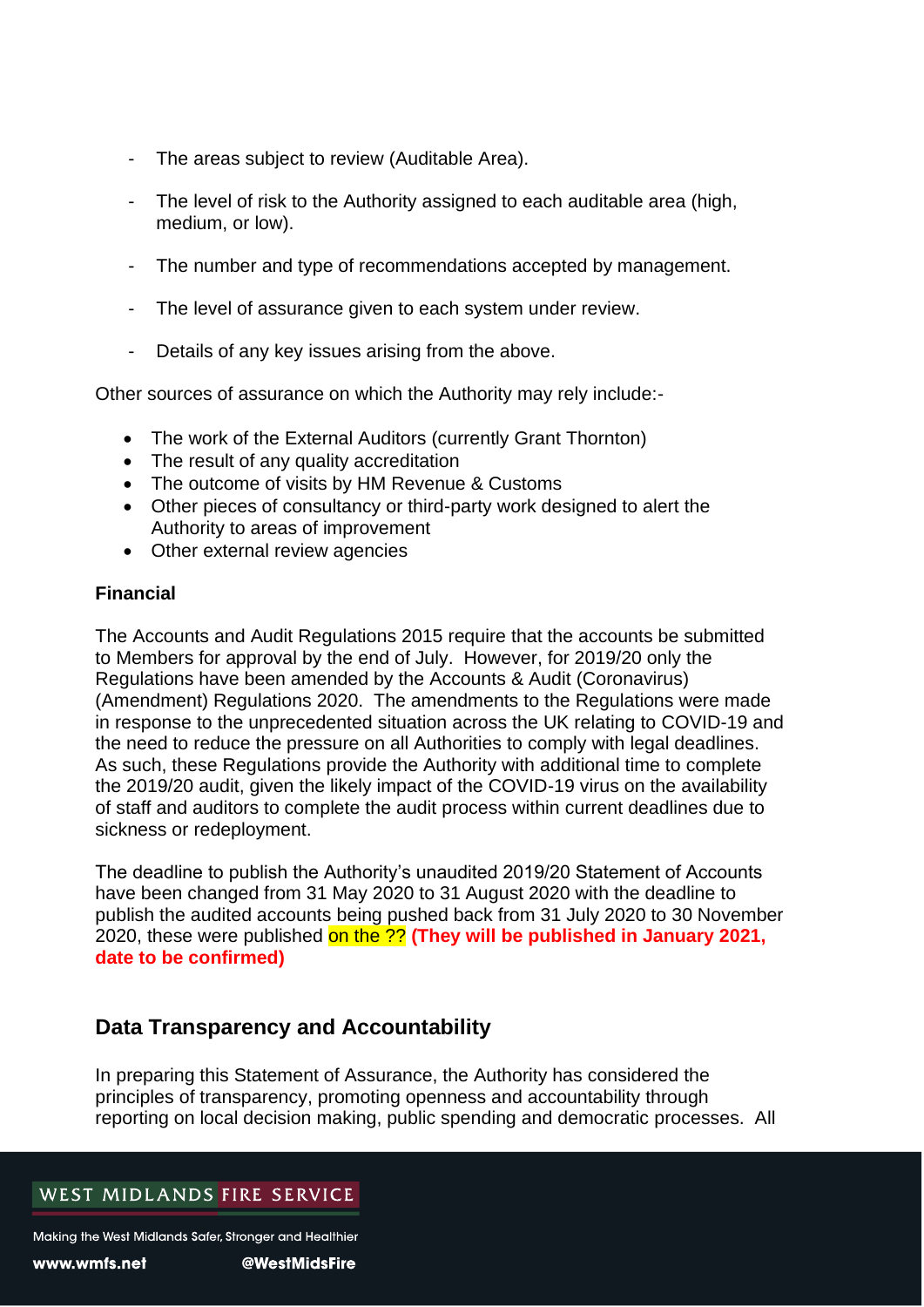- The areas subject to review (Auditable Area).

- The level of risk to the Authority assigned to each auditable area (high, medium, or low).

- The number and type of recommendations accepted by management.

- The level of assurance given to each system under review.

- Details of any key issues arising from the above.

Other sources of assurance on which the Authority may rely include:-

- The work of the External Auditors (currently Grant Thornton)
- The result of any quality accreditation
- The outcome of visits by HM Revenue & Customs
- Other pieces of consultancy or third-party work designed to alert the Authority to areas of improvement
- Other external review agencies

**Financial**

The Accounts and Audit Regulations 2015 require that the accounts be submitted to Members for approval by the end of July. However, for 2019/20 only the Regulations have been amended by the Accounts & Audit (Coronavirus) (Amendment) Regulations 2020. The amendments to the Regulations were made in response to the unprecedented situation across the UK relating to COVID-19 and the need to reduce the pressure on all Authorities to comply with legal deadlines. As such, these Regulations provide the Authority with additional time to complete the 2019/20 audit, given the likely impact of the COVID-19 virus on the availability of staff and auditors to complete the audit process within current deadlines due to sickness or redeployment.

The deadline to publish the Authority's unaudited 2019/20 Statement of Accounts have been changed from 31 May 2020 to 31 August 2020 with the deadline to publish the audited accounts being pushed back from 31 July 2020 to 30 November 2020, these were published on the ?? **(They will be published in January 2021, date to be confirmed)**

## Data Transparency and Accountability

In preparing this Statement of Assurance, the Authority has considered the principles of transparency, promoting openness and accountability through reporting on local decision making, public spending and democratic processes. All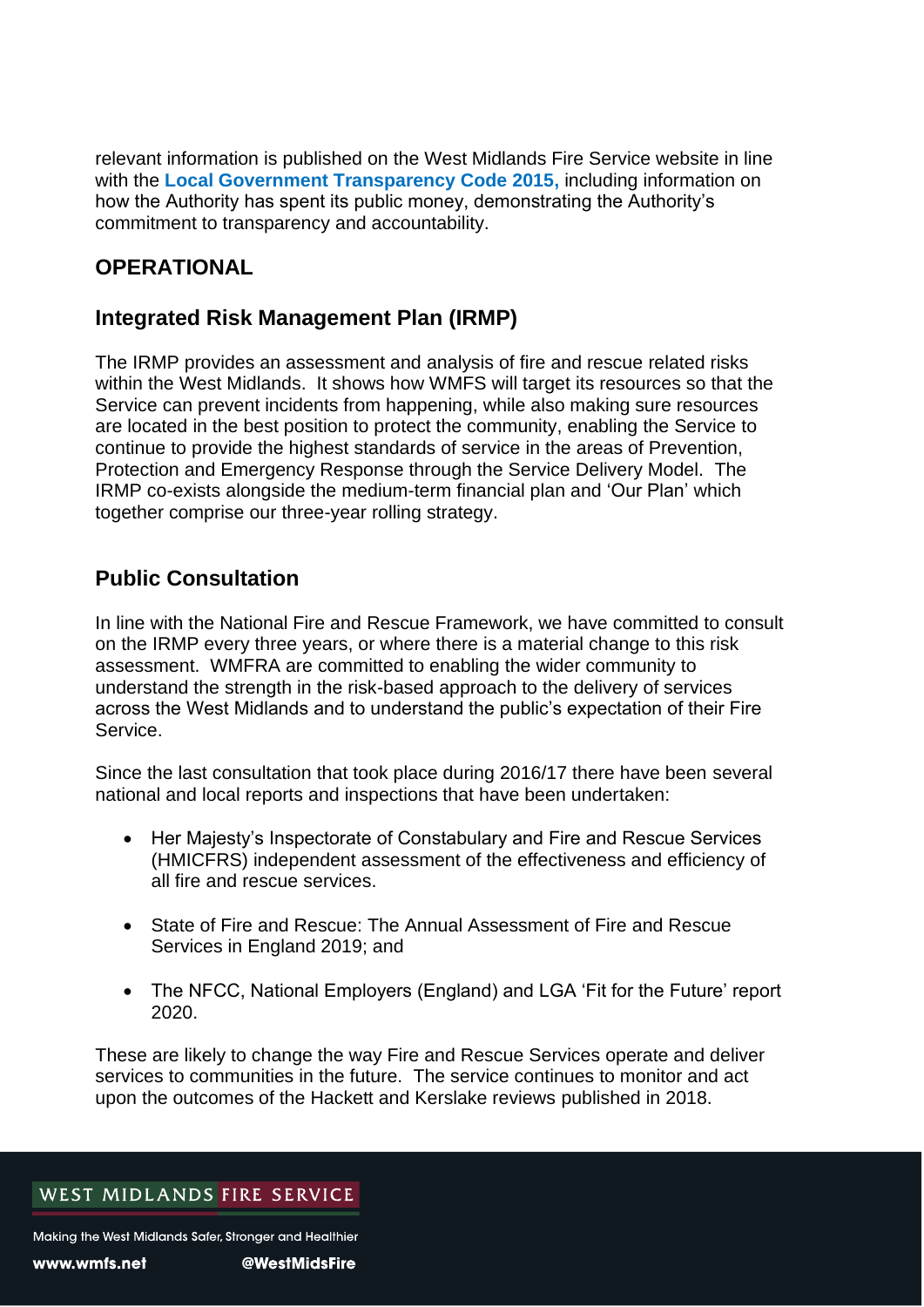relevant information is published on the West Midlands Fire Service website in line with the **Local Government Transparency Code 2015,** including information on how the Authority has spent its public money, demonstrating the Authority's commitment to transparency and accountability.

## OPERATIONAL

### Integrated Risk Management Plan (IRMP)

The IRMP provides an assessment and analysis of fire and rescue related risks within the West Midlands. It shows how WMFS will target its resources so that the Service can prevent incidents from happening, while also making sure resources are located in the best position to protect the community, enabling the Service to continue to provide the highest standards of service in the areas of Prevention, Protection and Emergency Response through the Service Delivery Model. The IRMP co-exists alongside the medium-term financial plan and 'Our Plan' which together comprise our three-year rolling strategy.

### Public Consultation

In line with the National Fire and Rescue Framework, we have committed to consult on the IRMP every three years, or where there is a material change to this risk assessment. WMFRA are committed to enabling the wider community to understand the strength in the risk-based approach to the delivery of services across the West Midlands and to understand the public's expectation of their Fire Service.

Since the last consultation that took place during 2016/17 there have been several national and local reports and inspections that have been undertaken:

- Her Majesty's Inspectorate of Constabulary and Fire and Rescue Services (HMICFRS) independent assessment of the effectiveness and efficiency of all fire and rescue services.
- State of Fire and Rescue: The Annual Assessment of Fire and Rescue Services in England 2019; and
- The NFCC, National Employers (England) and LGA 'Fit for the Future' report 2020.

These are likely to change the way Fire and Rescue Services operate and deliver services to communities in the future. The service continues to monitor and act upon the outcomes of the Hackett and Kerslake reviews published in 2018.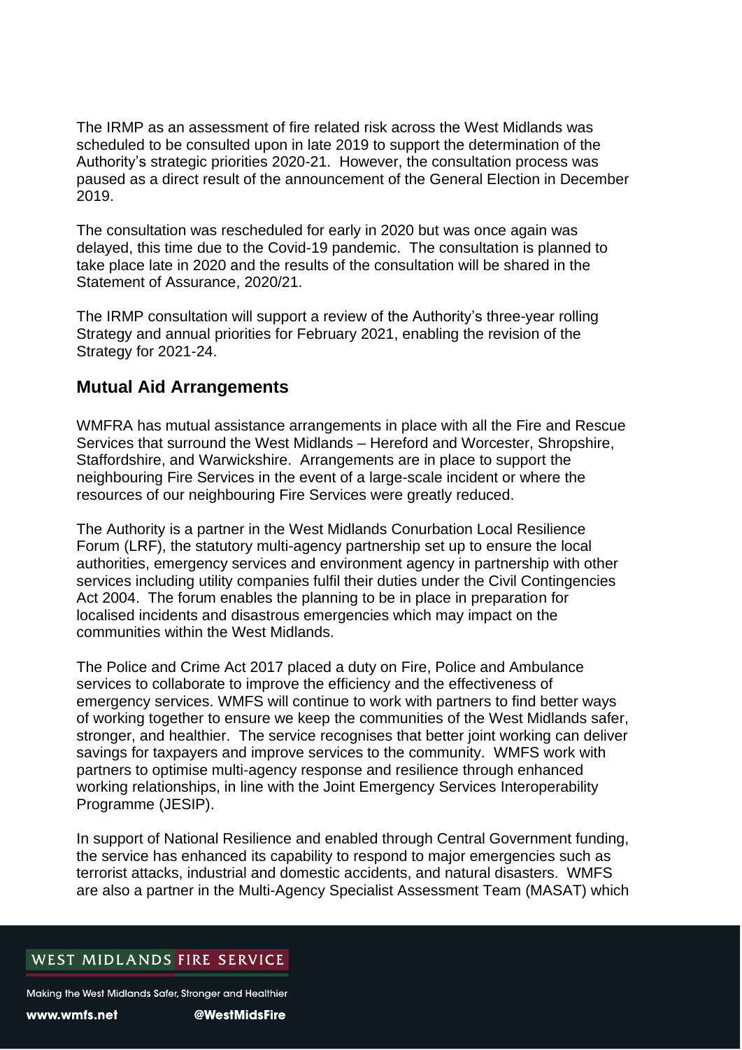The IRMP as an assessment of fire related risk across the West Midlands was scheduled to be consulted upon in late 2019 to support the determination of the Authority's strategic priorities 2020-21. However, the consultation process was paused as a direct result of the announcement of the General Election in December 2019.

The consultation was rescheduled for early in 2020 but was once again was delayed, this time due to the Covid-19 pandemic. The consultation is planned to take place late in 2020 and the results of the consultation will be shared in the Statement of Assurance, 2020/21.

The IRMP consultation will support a review of the Authority's three-year rolling Strategy and annual priorities for February 2021, enabling the revision of the Strategy for 2021-24.

## Mutual Aid Arrangements

WMFRA has mutual assistance arrangements in place with all the Fire and Rescue Services that surround the West Midlands – Hereford and Worcester, Shropshire, Staffordshire, and Warwickshire. Arrangements are in place to support the neighbouring Fire Services in the event of a large-scale incident or where the resources of our neighbouring Fire Services were greatly reduced.

The Authority is a partner in the West Midlands Conurbation Local Resilience Forum (LRF), the statutory multi-agency partnership set up to ensure the local authorities, emergency services and environment agency in partnership with other services including utility companies fulfil their duties under the Civil Contingencies Act 2004. The forum enables the planning to be in place in preparation for localised incidents and disastrous emergencies which may impact on the communities within the West Midlands.

The Police and Crime Act 2017 placed a duty on Fire, Police and Ambulance services to collaborate to improve the efficiency and the effectiveness of emergency services. WMFS will continue to work with partners to find better ways of working together to ensure we keep the communities of the West Midlands safer, stronger, and healthier. The service recognises that better joint working can deliver savings for taxpayers and improve services to the community. WMFS work with partners to optimise multi-agency response and resilience through enhanced working relationships, in line with the Joint Emergency Services Interoperability Programme (JESIP).

In support of National Resilience and enabled through Central Government funding, the service has enhanced its capability to respond to major emergencies such as terrorist attacks, industrial and domestic accidents, and natural disasters. WMFS are also a partner in the Multi-Agency Specialist Assessment Team (MASAT) which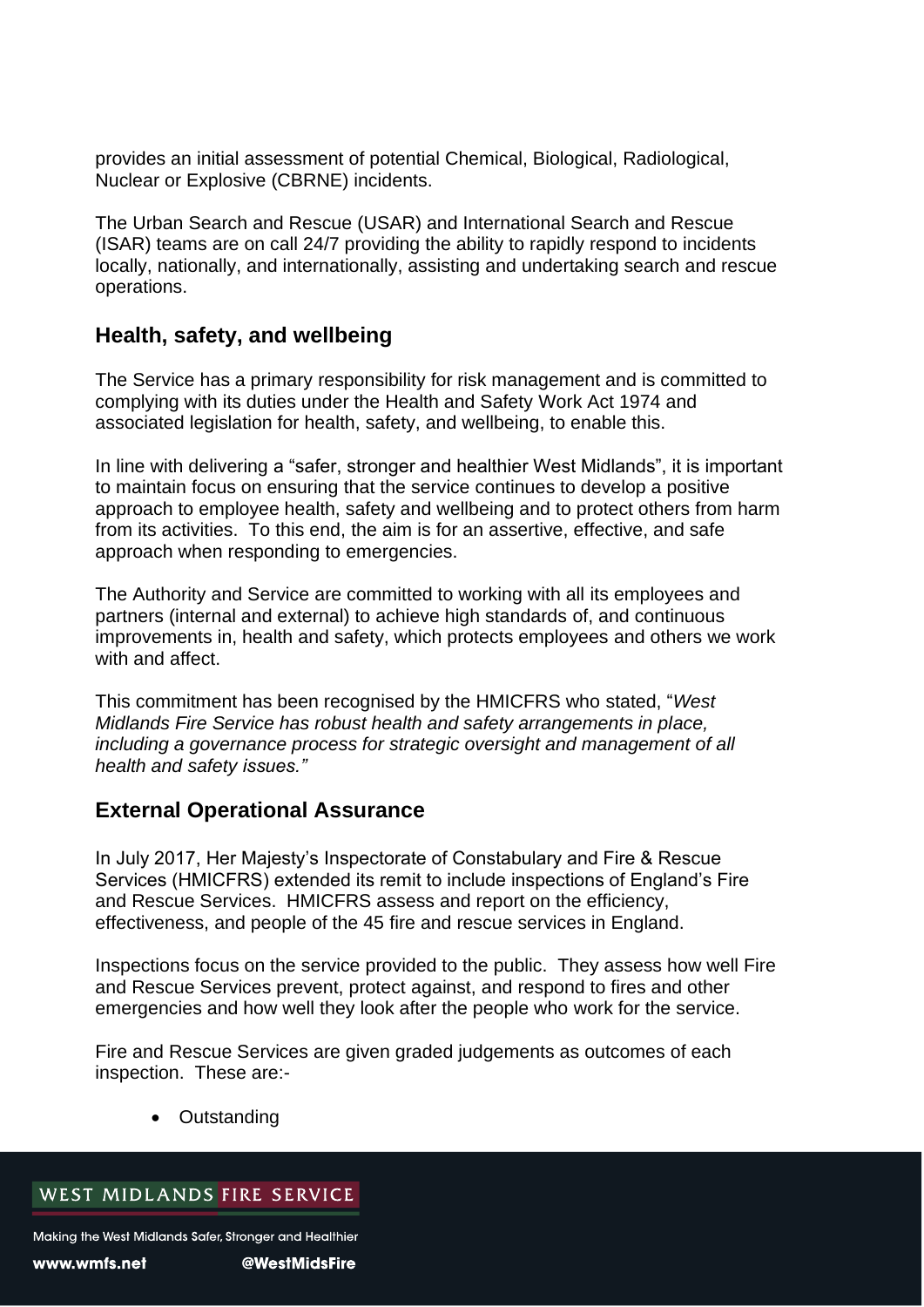provides an initial assessment of potential Chemical, Biological, Radiological, Nuclear or Explosive (CBRNE) incidents.

The Urban Search and Rescue (USAR) and International Search and Rescue (ISAR) teams are on call 24/7 providing the ability to rapidly respond to incidents locally, nationally, and internationally, assisting and undertaking search and rescue operations.

## Health, safety, and wellbeing

The Service has a primary responsibility for risk management and is committed to complying with its duties under the Health and Safety Work Act 1974 and associated legislation for health, safety, and wellbeing, to enable this.

In line with delivering a "safer, stronger and healthier West Midlands", it is important to maintain focus on ensuring that the service continues to develop a positive approach to employee health, safety and wellbeing and to protect others from harm from its activities. To this end, the aim is for an assertive, effective, and safe approach when responding to emergencies.

The Authority and Service are committed to working with all its employees and partners (internal and external) to achieve high standards of, and continuous improvements in, health and safety, which protects employees and others we work with and affect.

This commitment has been recognised by the HMICFRS who stated, "*West Midlands Fire Service has robust health and safety arrangements in place, including a governance process for strategic oversight and management of all health and safety issues.*"

## External Operational Assurance

In July 2017, Her Majesty's Inspectorate of Constabulary and Fire & Rescue Services (HMICFRS) extended its remit to include inspections of England's Fire and Rescue Services. HMICFRS assess and report on the efficiency, effectiveness, and people of the 45 fire and rescue services in England.

Inspections focus on the service provided to the public. They assess how well Fire and Rescue Services prevent, protect against, and respond to fires and other emergencies and how well they look after the people who work for the service.

Fire and Rescue Services are given graded judgements as outcomes of each inspection. These are:-

- Outstanding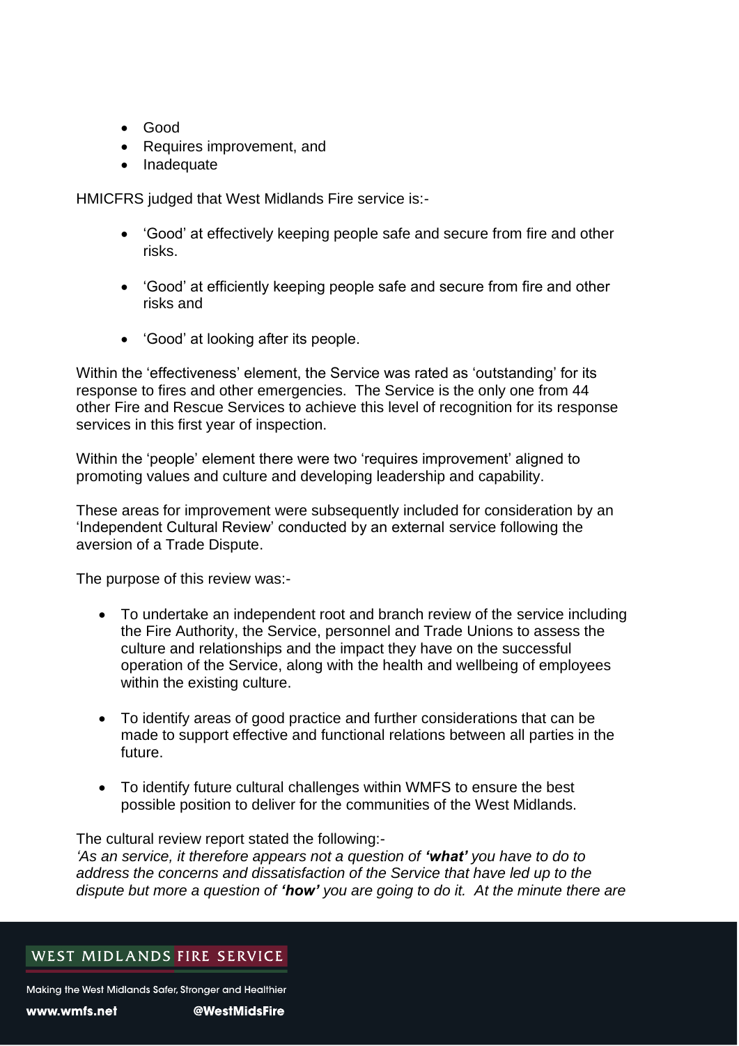- Good
- Requires improvement, and
- Inadequate

HMICFRS judged that West Midlands Fire service is:-

- 'Good' at effectively keeping people safe and secure from fire and other risks.

- 'Good' at efficiently keeping people safe and secure from fire and other risks and

- 'Good' at looking after its people.

Within the 'effectiveness' element, the Service was rated as 'outstanding' for its response to fires and other emergencies. The Service is the only one from 44 other Fire and Rescue Services to achieve this level of recognition for its response services in this first year of inspection.

Within the 'people' element there were two 'requires improvement' aligned to promoting values and culture and developing leadership and capability.

These areas for improvement were subsequently included for consideration by an 'Independent Cultural Review' conducted by an external service following the aversion of a Trade Dispute.

The purpose of this review was:-

- To undertake an independent root and branch review of the service including the Fire Authority, the Service, personnel and Trade Unions to assess the culture and relationships and the impact they have on the successful operation of the Service, along with the health and wellbeing of employees within the existing culture.

- To identify areas of good practice and further considerations that can be made to support effective and functional relations between all parties in the future.

- To identify future cultural challenges within WMFS to ensure the best possible position to deliver for the communities of the West Midlands.

The cultural review report stated the following:-
*'As an service, it therefore appears not a question of **'what'** you have to do to address the concerns and dissatisfaction of the Service that have led up to the dispute but more a question of **'how'** you are going to do it. At the minute there are*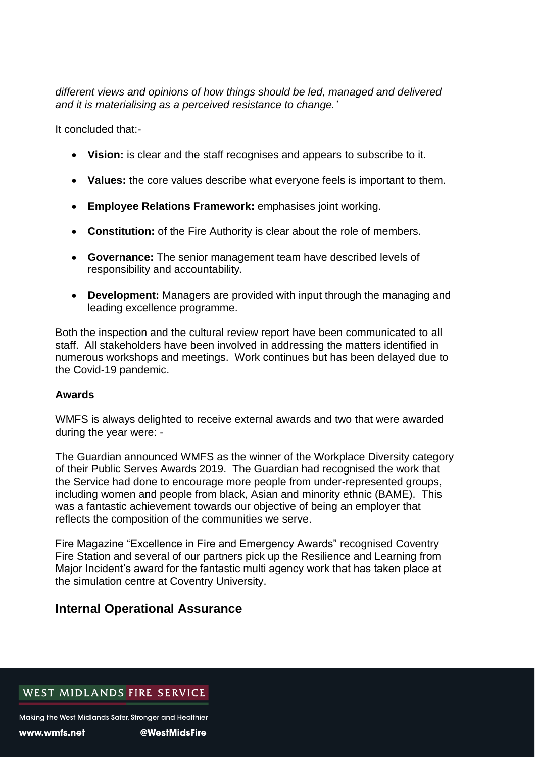*different views and opinions of how things should be led, managed and delivered and it is materialising as a perceived resistance to change.'*

It concluded that:-

- **Vision:** is clear and the staff recognises and appears to subscribe to it.
- **Values:** the core values describe what everyone feels is important to them.
- **Employee Relations Framework:** emphasises joint working.
- **Constitution:** of the Fire Authority is clear about the role of members.
- **Governance:** The senior management team have described levels of responsibility and accountability.
- **Development:** Managers are provided with input through the managing and leading excellence programme.

Both the inspection and the cultural review report have been communicated to all staff. All stakeholders have been involved in addressing the matters identified in numerous workshops and meetings. Work continues but has been delayed due to the Covid-19 pandemic.

**Awards**

WMFS is always delighted to receive external awards and two that were awarded during the year were: -

The Guardian announced WMFS as the winner of the Workplace Diversity category of their Public Serves Awards 2019. The Guardian had recognised the work that the Service had done to encourage more people from under-represented groups, including women and people from black, Asian and minority ethnic (BAME). This was a fantastic achievement towards our objective of being an employer that reflects the composition of the communities we serve.

Fire Magazine "Excellence in Fire and Emergency Awards" recognised Coventry Fire Station and several of our partners pick up the Resilience and Learning from Major Incident's award for the fantastic multi agency work that has taken place at the simulation centre at Coventry University.

## Internal Operational Assurance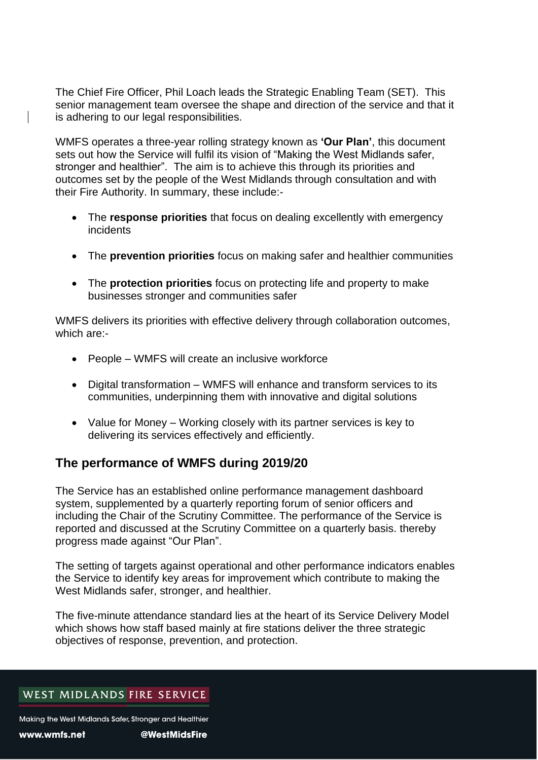The Chief Fire Officer, Phil Loach leads the Strategic Enabling Team (SET). This senior management team oversee the shape and direction of the service and that it is adhering to our legal responsibilities.

WMFS operates a three-year rolling strategy known as **'Our Plan'**, this document sets out how the Service will fulfil its vision of "Making the West Midlands safer, stronger and healthier". The aim is to achieve this through its priorities and outcomes set by the people of the West Midlands through consultation and with their Fire Authority. In summary, these include:-

- The **response priorities** that focus on dealing excellently with emergency incidents
- The **prevention priorities** focus on making safer and healthier communities
- The **protection priorities** focus on protecting life and property to make businesses stronger and communities safer

WMFS delivers its priorities with effective delivery through collaboration outcomes, which are:-

- People – WMFS will create an inclusive workforce
- Digital transformation – WMFS will enhance and transform services to its communities, underpinning them with innovative and digital solutions
- Value for Money – Working closely with its partner services is key to delivering its services effectively and efficiently.

## The performance of WMFS during 2019/20

The Service has an established online performance management dashboard system, supplemented by a quarterly reporting forum of senior officers and including the Chair of the Scrutiny Committee. The performance of the Service is reported and discussed at the Scrutiny Committee on a quarterly basis. thereby progress made against "Our Plan".

The setting of targets against operational and other performance indicators enables the Service to identify key areas for improvement which contribute to making the West Midlands safer, stronger, and healthier.

The five-minute attendance standard lies at the heart of its Service Delivery Model which shows how staff based mainly at fire stations deliver the three strategic objectives of response, prevention, and protection.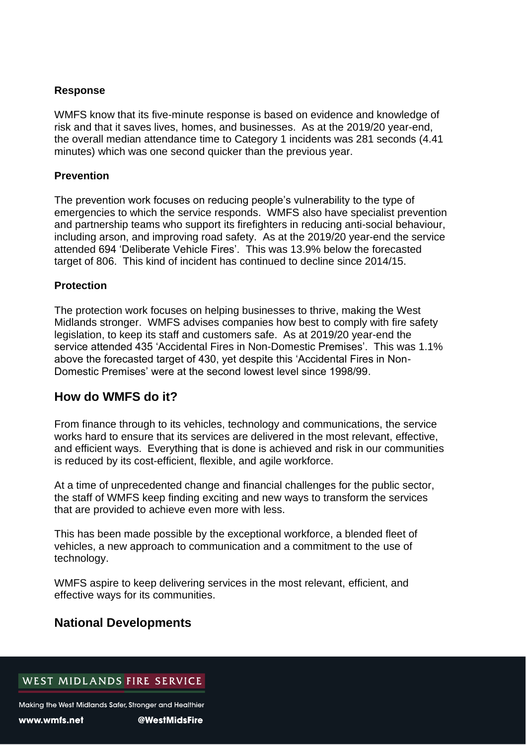**Response**

WMFS know that its five-minute response is based on evidence and knowledge of risk and that it saves lives, homes, and businesses. As at the 2019/20 year-end, the overall median attendance time to Category 1 incidents was 281 seconds (4.41 minutes) which was one second quicker than the previous year.

**Prevention**

The prevention work focuses on reducing people's vulnerability to the type of emergencies to which the service responds. WMFS also have specialist prevention and partnership teams who support its firefighters in reducing anti-social behaviour, including arson, and improving road safety. As at the 2019/20 year-end the service attended 694 'Deliberate Vehicle Fires'. This was 13.9% below the forecasted target of 806. This kind of incident has continued to decline since 2014/15.

**Protection**

The protection work focuses on helping businesses to thrive, making the West Midlands stronger. WMFS advises companies how best to comply with fire safety legislation, to keep its staff and customers safe. As at 2019/20 year-end the service attended 435 'Accidental Fires in Non-Domestic Premises'. This was 1.1% above the forecasted target of 430, yet despite this 'Accidental Fires in Non-Domestic Premises' were at the second lowest level since 1998/99.

## How do WMFS do it?

From finance through to its vehicles, technology and communications, the service works hard to ensure that its services are delivered in the most relevant, effective, and efficient ways. Everything that is done is achieved and risk in our communities is reduced by its cost-efficient, flexible, and agile workforce.

At a time of unprecedented change and financial challenges for the public sector, the staff of WMFS keep finding exciting and new ways to transform the services that are provided to achieve even more with less.

This has been made possible by the exceptional workforce, a blended fleet of vehicles, a new approach to communication and a commitment to the use of technology.

WMFS aspire to keep delivering services in the most relevant, efficient, and effective ways for its communities.

## National Developments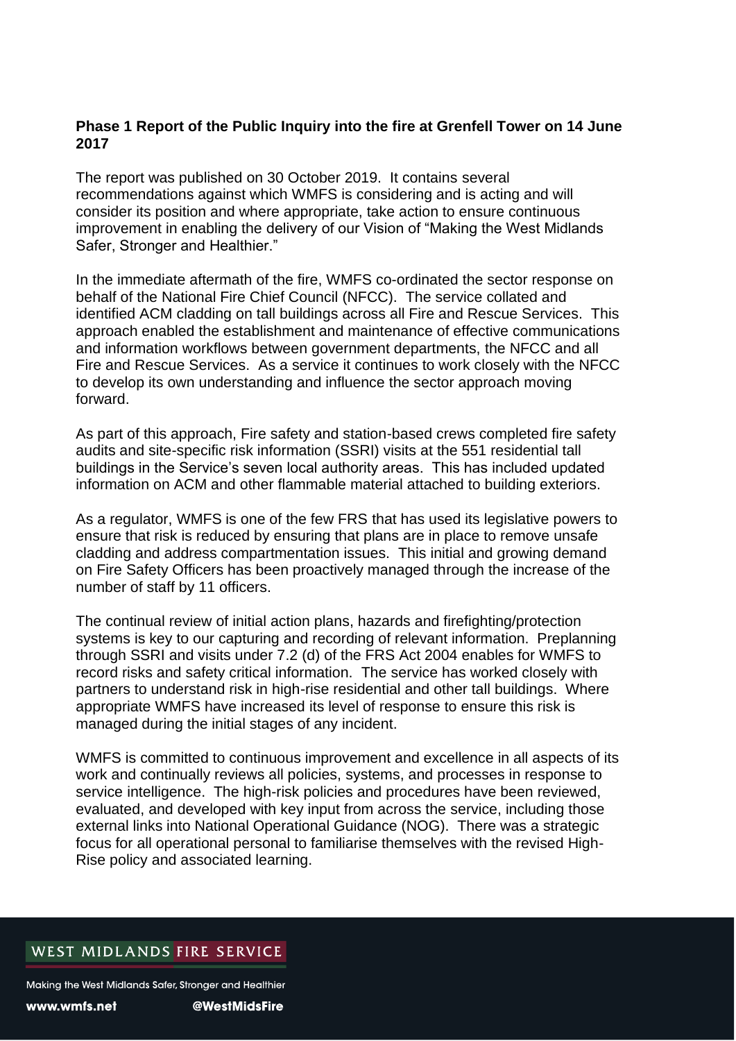**Phase 1 Report of the Public Inquiry into the fire at Grenfell Tower on 14 June 2017**

The report was published on 30 October 2019. It contains several recommendations against which WMFS is considering and is acting and will consider its position and where appropriate, take action to ensure continuous improvement in enabling the delivery of our Vision of "Making the West Midlands Safer, Stronger and Healthier."

In the immediate aftermath of the fire, WMFS co-ordinated the sector response on behalf of the National Fire Chief Council (NFCC). The service collated and identified ACM cladding on tall buildings across all Fire and Rescue Services. This approach enabled the establishment and maintenance of effective communications and information workflows between government departments, the NFCC and all Fire and Rescue Services. As a service it continues to work closely with the NFCC to develop its own understanding and influence the sector approach moving forward.

As part of this approach, Fire safety and station-based crews completed fire safety audits and site-specific risk information (SSRI) visits at the 551 residential tall buildings in the Service's seven local authority areas. This has included updated information on ACM and other flammable material attached to building exteriors.

As a regulator, WMFS is one of the few FRS that has used its legislative powers to ensure that risk is reduced by ensuring that plans are in place to remove unsafe cladding and address compartmentation issues. This initial and growing demand on Fire Safety Officers has been proactively managed through the increase of the number of staff by 11 officers.

The continual review of initial action plans, hazards and firefighting/protection systems is key to our capturing and recording of relevant information. Preplanning through SSRI and visits under 7.2 (d) of the FRS Act 2004 enables for WMFS to record risks and safety critical information. The service has worked closely with partners to understand risk in high-rise residential and other tall buildings. Where appropriate WMFS have increased its level of response to ensure this risk is managed during the initial stages of any incident.

WMFS is committed to continuous improvement and excellence in all aspects of its work and continually reviews all policies, systems, and processes in response to service intelligence. The high-risk policies and procedures have been reviewed, evaluated, and developed with key input from across the service, including those external links into National Operational Guidance (NOG). There was a strategic focus for all operational personal to familiarise themselves with the revised High-Rise policy and associated learning.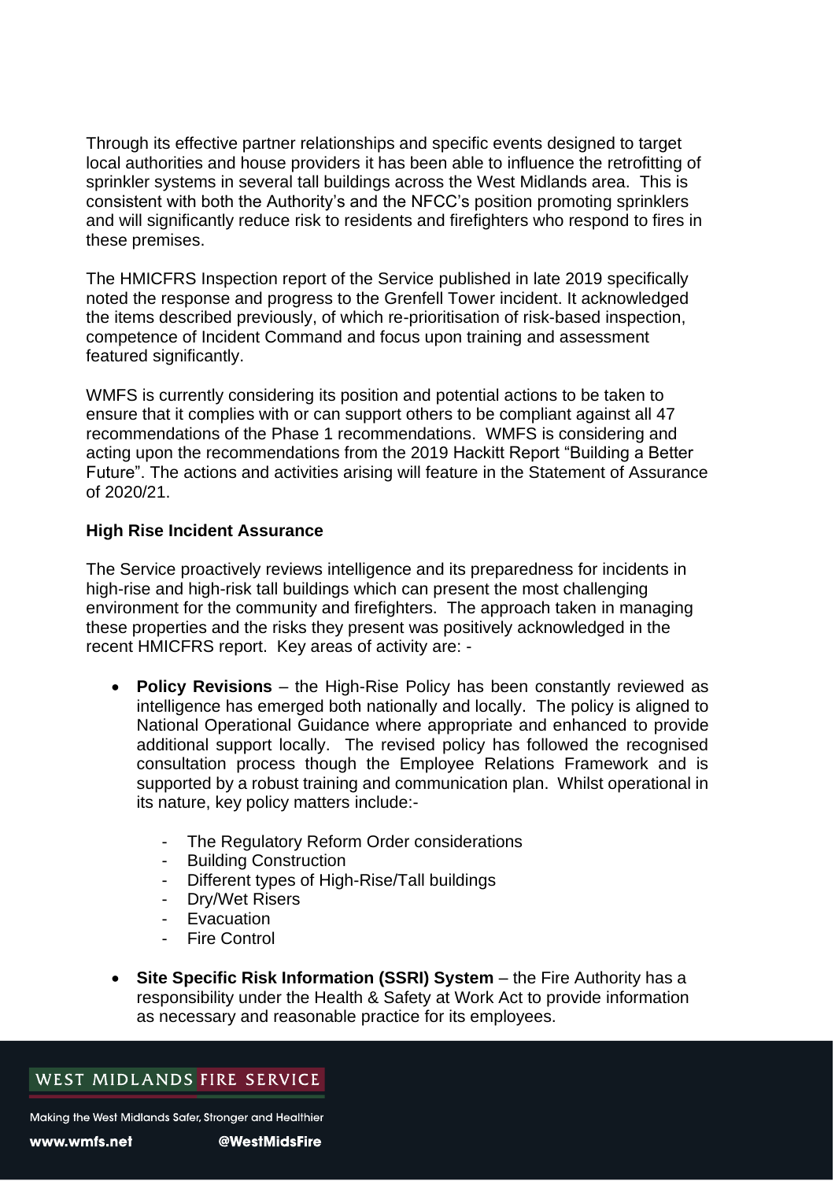Through its effective partner relationships and specific events designed to target local authorities and house providers it has been able to influence the retrofitting of sprinkler systems in several tall buildings across the West Midlands area. This is consistent with both the Authority's and the NFCC's position promoting sprinklers and will significantly reduce risk to residents and firefighters who respond to fires in these premises.

The HMICFRS Inspection report of the Service published in late 2019 specifically noted the response and progress to the Grenfell Tower incident. It acknowledged the items described previously, of which re-prioritisation of risk-based inspection, competence of Incident Command and focus upon training and assessment featured significantly.

WMFS is currently considering its position and potential actions to be taken to ensure that it complies with or can support others to be compliant against all 47 recommendations of the Phase 1 recommendations. WMFS is considering and acting upon the recommendations from the 2019 Hackitt Report "Building a Better Future". The actions and activities arising will feature in the Statement of Assurance of 2020/21.

**High Rise Incident Assurance**

The Service proactively reviews intelligence and its preparedness for incidents in high-rise and high-risk tall buildings which can present the most challenging environment for the community and firefighters. The approach taken in managing these properties and the risks they present was positively acknowledged in the recent HMICFRS report. Key areas of activity are: -

- **Policy Revisions** – the High-Rise Policy has been constantly reviewed as intelligence has emerged both nationally and locally. The policy is aligned to National Operational Guidance where appropriate and enhanced to provide additional support locally. The revised policy has followed the recognised consultation process though the Employee Relations Framework and is supported by a robust training and communication plan. Whilst operational in its nature, key policy matters include:-
    - The Regulatory Reform Order considerations
    - Building Construction
    - Different types of High-Rise/Tall buildings
    - Dry/Wet Risers
    - Evacuation
    - Fire Control
- **Site Specific Risk Information (SSRI) System** – the Fire Authority has a responsibility under the Health & Safety at Work Act to provide information as necessary and reasonable practice for its employees.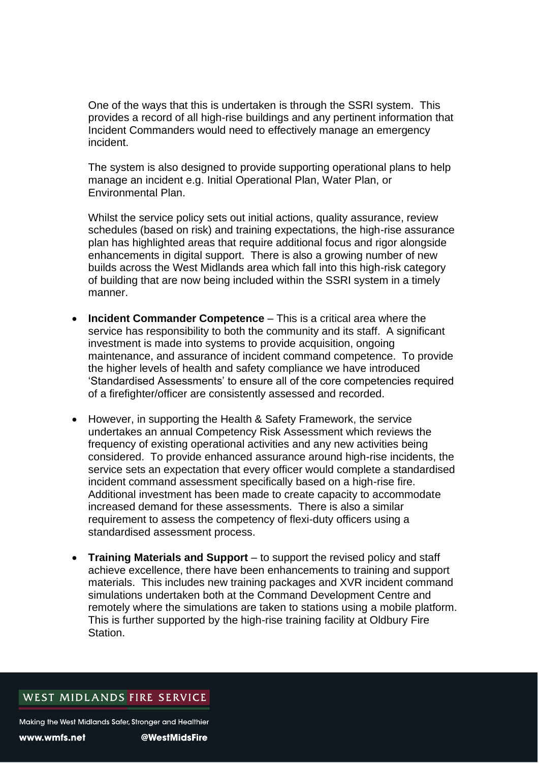One of the ways that this is undertaken is through the SSRI system. This provides a record of all high-rise buildings and any pertinent information that Incident Commanders would need to effectively manage an emergency incident.

The system is also designed to provide supporting operational plans to help manage an incident e.g. Initial Operational Plan, Water Plan, or Environmental Plan.

Whilst the service policy sets out initial actions, quality assurance, review schedules (based on risk) and training expectations, the high-rise assurance plan has highlighted areas that require additional focus and rigor alongside enhancements in digital support. There is also a growing number of new builds across the West Midlands area which fall into this high-risk category of building that are now being included within the SSRI system in a timely manner.

- **Incident Commander Competence** – This is a critical area where the service has responsibility to both the community and its staff. A significant investment is made into systems to provide acquisition, ongoing maintenance, and assurance of incident command competence. To provide the higher levels of health and safety compliance we have introduced 'Standardised Assessments' to ensure all of the core competencies required of a firefighter/officer are consistently assessed and recorded.

- However, in supporting the Health & Safety Framework, the service undertakes an annual Competency Risk Assessment which reviews the frequency of existing operational activities and any new activities being considered. To provide enhanced assurance around high-rise incidents, the service sets an expectation that every officer would complete a standardised incident command assessment specifically based on a high-rise fire. Additional investment has been made to create capacity to accommodate increased demand for these assessments. There is also a similar requirement to assess the competency of flexi-duty officers using a standardised assessment process.

- **Training Materials and Support** – to support the revised policy and staff achieve excellence, there have been enhancements to training and support materials. This includes new training packages and XVR incident command simulations undertaken both at the Command Development Centre and remotely where the simulations are taken to stations using a mobile platform. This is further supported by the high-rise training facility at Oldbury Fire Station.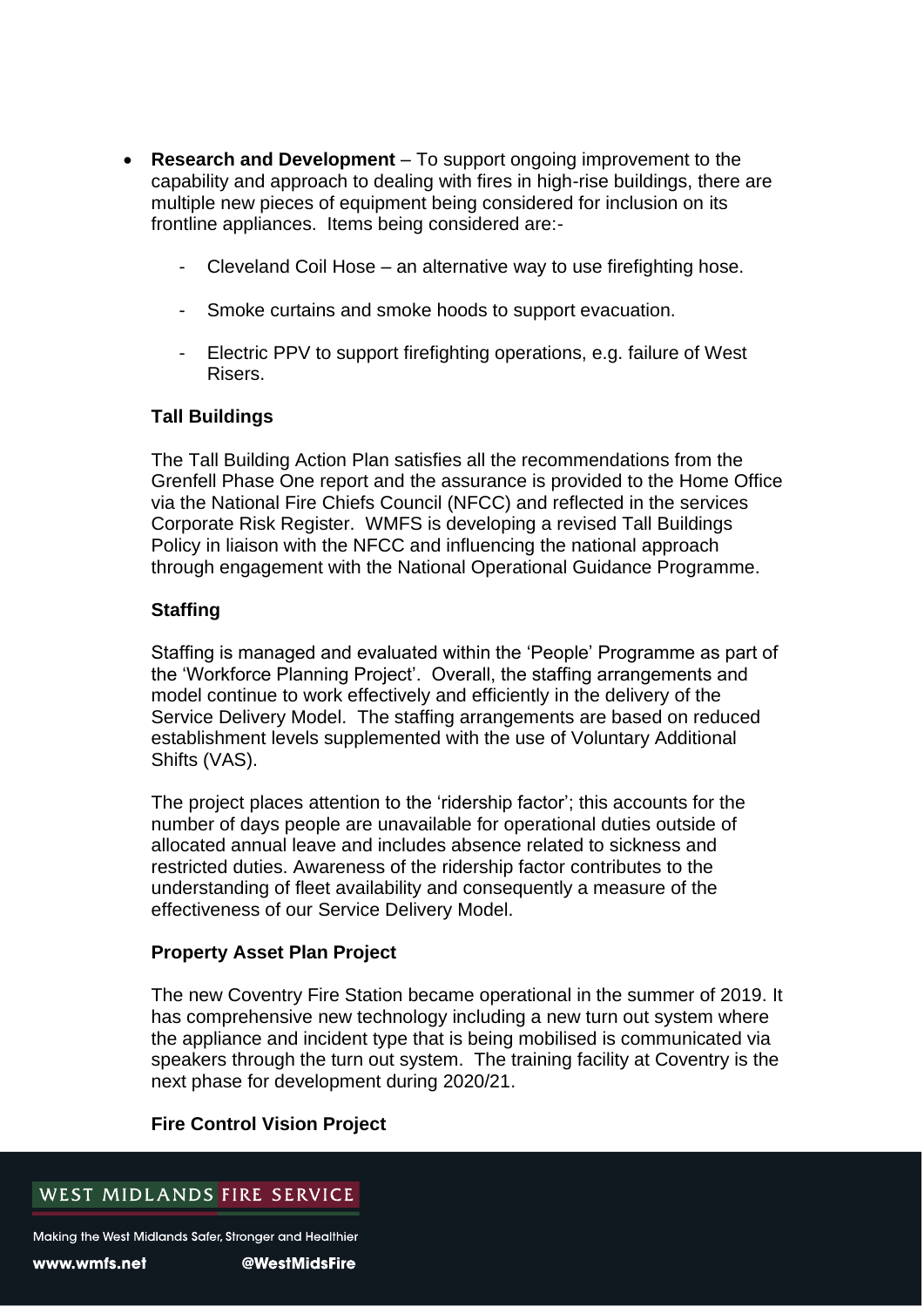- **Research and Development** – To support ongoing improvement to the capability and approach to dealing with fires in high-rise buildings, there are multiple new pieces of equipment being considered for inclusion on its frontline appliances. Items being considered are:-

  - Cleveland Coil Hose – an alternative way to use firefighting hose.

  - Smoke curtains and smoke hoods to support evacuation.

  - Electric PPV to support firefighting operations, e.g. failure of West Risers.

**Tall Buildings**

The Tall Building Action Plan satisfies all the recommendations from the Grenfell Phase One report and the assurance is provided to the Home Office via the National Fire Chiefs Council (NFCC) and reflected in the services Corporate Risk Register. WMFS is developing a revised Tall Buildings Policy in liaison with the NFCC and influencing the national approach through engagement with the National Operational Guidance Programme.

**Staffing**

Staffing is managed and evaluated within the 'People' Programme as part of the 'Workforce Planning Project'. Overall, the staffing arrangements and model continue to work effectively and efficiently in the delivery of the Service Delivery Model. The staffing arrangements are based on reduced establishment levels supplemented with the use of Voluntary Additional Shifts (VAS).

The project places attention to the 'ridership factor'; this accounts for the number of days people are unavailable for operational duties outside of allocated annual leave and includes absence related to sickness and restricted duties. Awareness of the ridership factor contributes to the understanding of fleet availability and consequently a measure of the effectiveness of our Service Delivery Model.

**Property Asset Plan Project**

The new Coventry Fire Station became operational in the summer of 2019. It has comprehensive new technology including a new turn out system where the appliance and incident type that is being mobilised is communicated via speakers through the turn out system. The training facility at Coventry is the next phase for development during 2020/21.

**Fire Control Vision Project**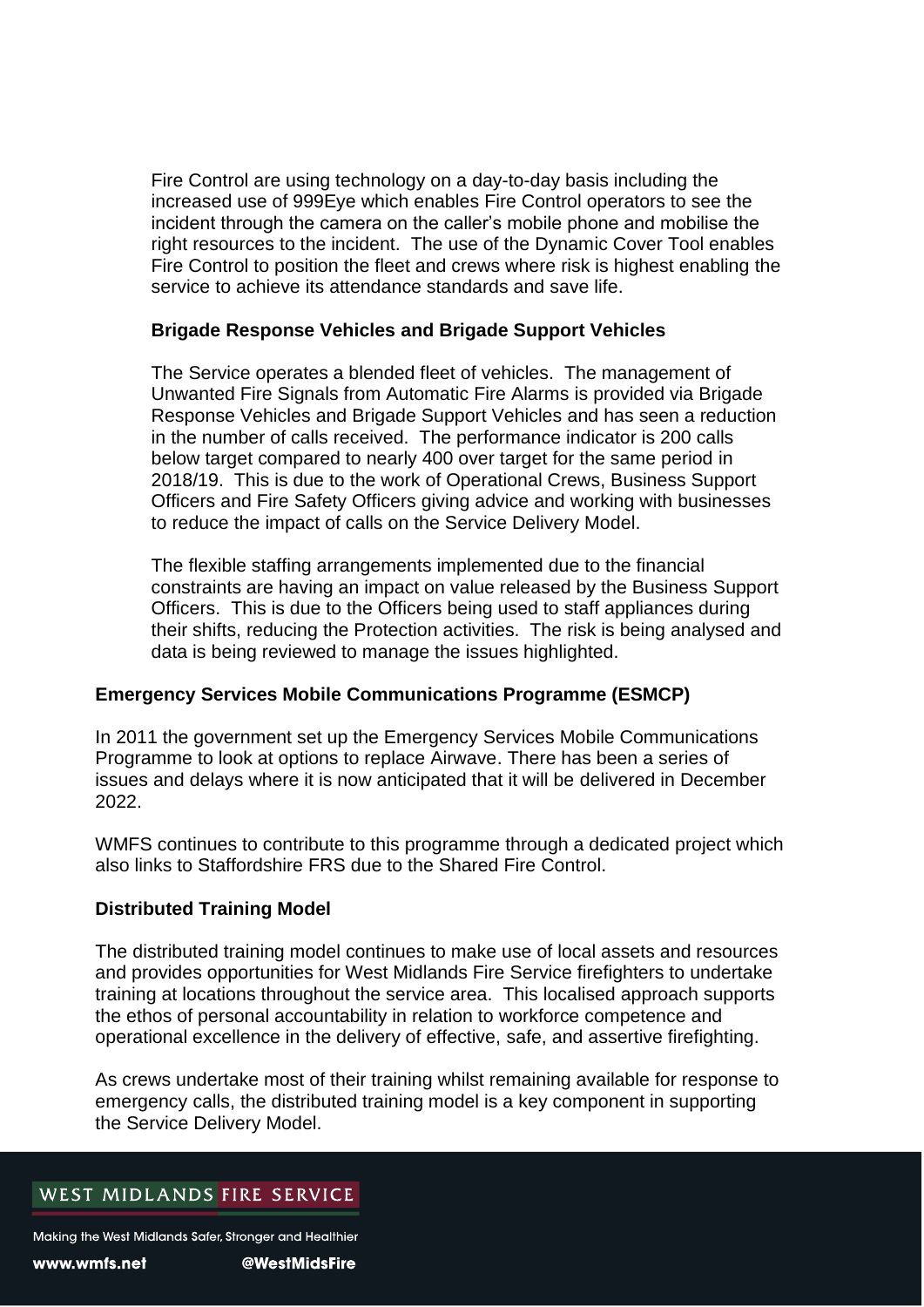Fire Control are using technology on a day-to-day basis including the increased use of 999Eye which enables Fire Control operators to see the incident through the camera on the caller's mobile phone and mobilise the right resources to the incident. The use of the Dynamic Cover Tool enables Fire Control to position the fleet and crews where risk is highest enabling the service to achieve its attendance standards and save life.

**Brigade Response Vehicles and Brigade Support Vehicles**

The Service operates a blended fleet of vehicles. The management of Unwanted Fire Signals from Automatic Fire Alarms is provided via Brigade Response Vehicles and Brigade Support Vehicles and has seen a reduction in the number of calls received. The performance indicator is 200 calls below target compared to nearly 400 over target for the same period in 2018/19. This is due to the work of Operational Crews, Business Support Officers and Fire Safety Officers giving advice and working with businesses to reduce the impact of calls on the Service Delivery Model.

The flexible staffing arrangements implemented due to the financial constraints are having an impact on value released by the Business Support Officers. This is due to the Officers being used to staff appliances during their shifts, reducing the Protection activities. The risk is being analysed and data is being reviewed to manage the issues highlighted.

**Emergency Services Mobile Communications Programme (ESMCP)**

In 2011 the government set up the Emergency Services Mobile Communications Programme to look at options to replace Airwave. There has been a series of issues and delays where it is now anticipated that it will be delivered in December 2022.

WMFS continues to contribute to this programme through a dedicated project which also links to Staffordshire FRS due to the Shared Fire Control.

**Distributed Training Model**

The distributed training model continues to make use of local assets and resources and provides opportunities for West Midlands Fire Service firefighters to undertake training at locations throughout the service area. This localised approach supports the ethos of personal accountability in relation to workforce competence and operational excellence in the delivery of effective, safe, and assertive firefighting.

As crews undertake most of their training whilst remaining available for response to emergency calls, the distributed training model is a key component in supporting the Service Delivery Model.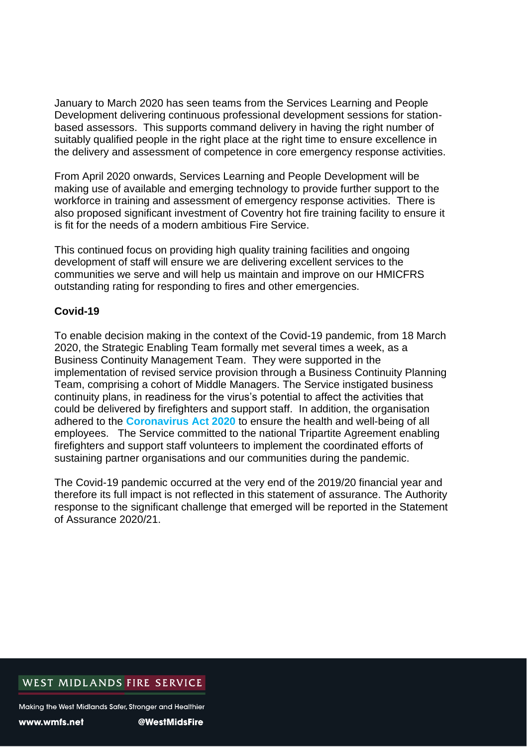January to March 2020 has seen teams from the Services Learning and People Development delivering continuous professional development sessions for station-based assessors. This supports command delivery in having the right number of suitably qualified people in the right place at the right time to ensure excellence in the delivery and assessment of competence in core emergency response activities.

From April 2020 onwards, Services Learning and People Development will be making use of available and emerging technology to provide further support to the workforce in training and assessment of emergency response activities. There is also proposed significant investment of Coventry hot fire training facility to ensure it is fit for the needs of a modern ambitious Fire Service.

This continued focus on providing high quality training facilities and ongoing development of staff will ensure we are delivering excellent services to the communities we serve and will help us maintain and improve on our HMICFRS outstanding rating for responding to fires and other emergencies.

**Covid-19**

To enable decision making in the context of the Covid-19 pandemic, from 18 March 2020, the Strategic Enabling Team formally met several times a week, as a Business Continuity Management Team. They were supported in the implementation of revised service provision through a Business Continuity Planning Team, comprising a cohort of Middle Managers. The Service instigated business continuity plans, in readiness for the virus's potential to affect the activities that could be delivered by firefighters and support staff. In addition, the organisation adhered to the **Coronavirus Act 2020** to ensure the health and well-being of all employees. The Service committed to the national Tripartite Agreement enabling firefighters and support staff volunteers to implement the coordinated efforts of sustaining partner organisations and our communities during the pandemic.

The Covid-19 pandemic occurred at the very end of the 2019/20 financial year and therefore its full impact is not reflected in this statement of assurance. The Authority response to the significant challenge that emerged will be reported in the Statement of Assurance 2020/21.